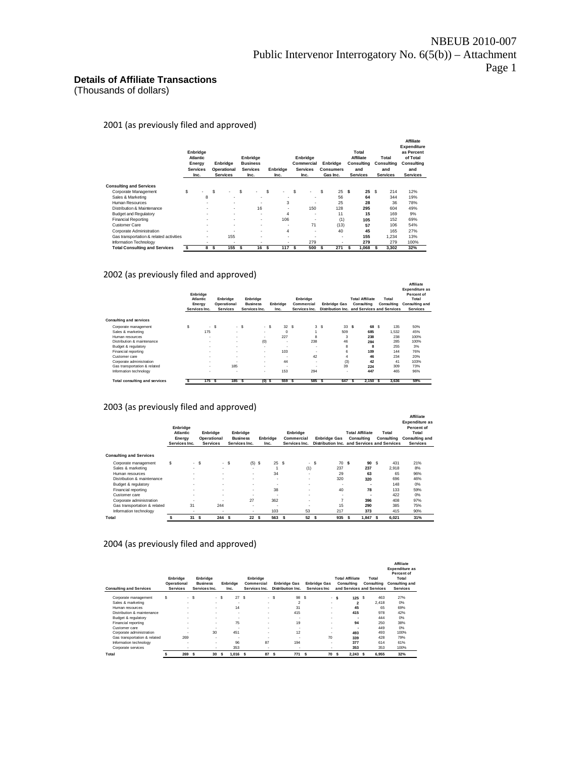NBEUB 2010-007
Public Intervenor Interrogatory No. 6(5(b)) – Attachment

**Details of Affiliate Transactions**
(Thousands of dollars)

## 2001 (as previously filed and approved)

| | Enbridge Atlantic Energy Services Inc. | Enbridge Operational Services | Enbridge Business Services Inc. | Enbridge Inc. | Enbridge Commercial Services Inc. | Enbridge Consumers Gas Inc. | Total Affiliate Consulting and Services | Total Consulting and Services | Affiliate Expenditure as Percent of Total Consulting and Services |
|---|---|---|---|---|---|---|---|---|---|
| **Consulting and Services** | | | | | | | | | |
| Corporate Management | $ - | $ - | $ - | $ - | $ - | $ 25 | **$ 25** | $ 214 | 12% |
| Sales & Marketing | 8 | - | - | - | - | 56 | **64** | 344 | 19% |
| Human Resources | - | - | - | 3 | - | 25 | **28** | 36 | 78% |
| Distribution & Maintenance | - | - | 16 | - | 150 | 128 | **295** | 604 | 49% |
| Budget and Regulatory | - | - | - | 4 | - | 11 | **15** | 169 | 9% |
| Financial Reporting | - | - | - | 106 | - | (1) | **105** | 152 | 69% |
| Customer Care | - | - | - | - | 71 | (13) | **57** | 106 | 54% |
| Corporate Administration | - | - | - | 4 | - | 40 | **45** | 165 | 27% |
| Gas transportation & related activities | - | 155 | - | - | - | - | **155** | 1,234 | 13% |
| Information Technology | - | - | - | - | 279 | - | **279** | 279 | 100% |
| **Total Consulting and Services** | **$ 8** | **$ 155** | **$ 16** | **$ 117** | **$ 500** | **$ 271** | **$ 1,068** | **$ 3,302** | **32%** |

## 2002 (as previously filed and approved)

| | Enbridge Atlantic Energy Services Inc. | Enbridge Operational Services | Enbridge Business Services Inc. | Enbridge Inc. | Enbridge Commercial Services Inc. | Enbridge Gas Distribution Inc. | Total Affiliate Consulting and Services | Total Consulting and Services | Affiliate Expenditure as Percent of Total Consulting and Services |
|---|---|---|---|---|---|---|---|---|---|
| **Consulting and services** | | | | | | | | | |
| Corporate management | $ - | $ - | $ - | $ 32 | $ 3 | $ 33 | **$ 68** | $ 135 | 50% |
| Sales & marketing | 175 | - | - | 0 | 1 | 509 | **685** | 1,532 | 45% |
| Human resources | - | - | - | 227 | 8 | 3 | **238** | 238 | 100% |
| Distribution & maintenance | - | - | (0) | - | 238 | 46 | **284** | 285 | 100% |
| Budget & regulatory | - | - | - | - | - | 8 | **8** | 255 | 3% |
| Financial reporting | - | - | - | 103 | - | 6 | **109** | 144 | 76% |
| Customer care | - | - | - | - | 42 | 4 | **46** | 234 | 20% |
| Corporate administration | - | - | - | 44 | - | (3) | **42** | 41 | 103% |
| Gas transportation & related | - | 185 | - | - | - | 39 | **224** | 309 | 73% |
| Information technology | - | - | - | 153 | 294 | - | **447** | 465 | 96% |
| **Total consulting and services** | **$ 175** | **$ 185** | **$ (0)** | **$ 559** | **$ 585** | **$ 647** | **$ 2,150** | **$ 3,636** | **59%** |

## 2003 (as previously filed and approved)

| | Enbridge Atlantic Energy Services Inc. | Enbridge Operational Services | Enbridge Business Services Inc. | Enbridge Inc. | Enbridge Commercial Services Inc. | Enbridge Gas Distribution Inc. | Total Affiliate Consulting and Services | Total Consulting and Services | Affiliate Expenditure as Percent of Total Consulting and Services |
|---|---|---|---|---|---|---|---|---|---|
| **Consulting and Services** | | | | | | | | | |
| Corporate management | $ - | $ - | $ (5) | $ 25 | $ - | $ 70 | **$ 90** | $ 431 | 21% |
| Sales & marketing | - | - | - | 1 | (1) | 237 | **237** | 2,918 | 8% |
| Human resources | - | - | - | 34 | - | 29 | **63** | 65 | 96% |
| Distribution & maintenance | - | - | - | - | - | 320 | **320** | 696 | 46% |
| Budget & regulatory | - | - | - | - | - | - | **-** | 148 | 0% |
| Financial reporting | - | - | - | 38 | - | 40 | **78** | 133 | 59% |
| Customer care | - | - | - | - | - | - | **-** | 422 | 0% |
| Corporate administration | - | - | 27 | 362 | - | 7 | **396** | 408 | 97% |
| Gas transportation & related | 31 | 244 | - | - | - | 15 | **290** | 385 | 75% |
| Information technology | - | - | - | 103 | 53 | 217 | **373** | 415 | 90% |
| **Total** | **$ 31** | **$ 244** | **$ 22** | **$ 563** | **$ 52** | **$ 935** | **$ 1,847** | **$ 6,021** | **31%** |

## 2004 (as previously filed and approved)

| Consulting and Services | Enbridge Operational Services | Enbridge Business Services Inc. | Enbridge Inc. | Enbridge Commercial Services Inc. | Enbridge Gas Distribution Inc. | Enbridge Gas Services Inc | Total Affiliate Consulting and Services | Total Consulting and Services | Affiliate Expenditure as Percent of Total Consulting and Services |
|---|---|---|---|---|---|---|---|---|---|
| Corporate management | $ - | $ - | $ 27 | $ - | $ 98 | $ - | **$ 125** | $ 463 | 27% |
| Sales & marketing | - | - | - | - | 2 | - | **2** | 2,418 | 0% |
| Human resources | - | - | 14 | - | 31 | - | **45** | 65 | 69% |
| Distribution & maintenance | - | - | - | - | 415 | - | **415** | 978 | 42% |
| Budget & regulatory | - | - | - | - | - | - | **-** | 444 | 0% |
| Financial reporting | - | - | 75 | - | 19 | - | **94** | 250 | 38% |
| Customer care | - | - | - | - | - | - | **-** | 449 | 0% |
| Corporate administration | - | 30 | 451 | - | 12 | - | **493** | 493 | 100% |
| Gas transportation & related | 269 | - | - | - | - | 70 | **339** | 428 | 79% |
| Information technology | - | - | 96 | 87 | 194 | - | **377** | 614 | 61% |
| Corporate services | - | - | 353 | - | - | - | **353** | 353 | 100% |
| **Total** | **$ 269** | **$ 30** | **$ 1,016** | **$ 87** | **$ 771** | **$ 70** | **$ 2,243** | **$ 6,955** | **32%** |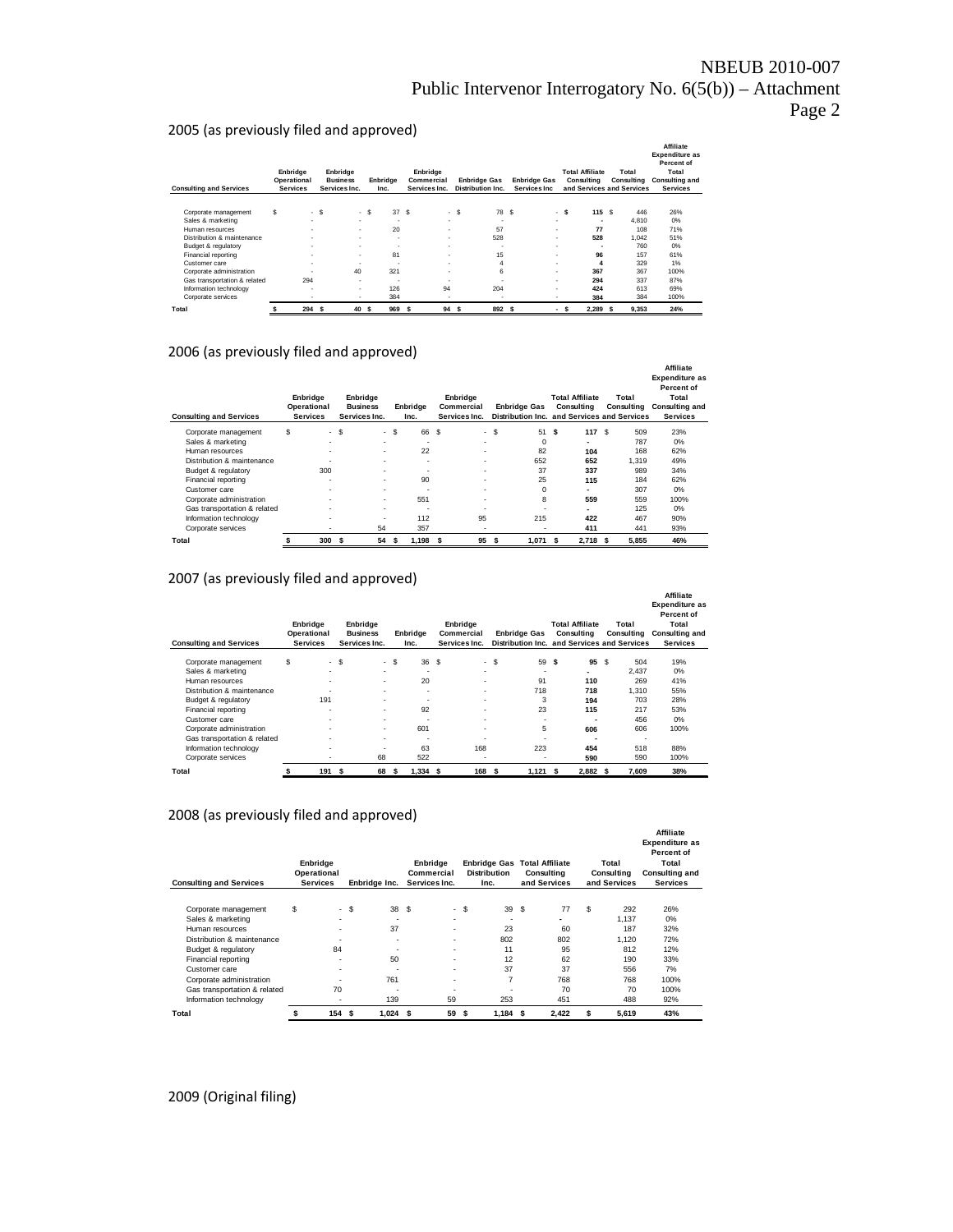NBEUB 2010-007
Public Intervenor Interrogatory No. 6(5(b)) – Attachment

2005 (as previously filed and approved)

| Consulting and Services | Enbridge Operational Services | Enbridge Business Services Inc. | Enbridge Inc. | Enbridge Commercial Services Inc. | Enbridge Gas Distribution Inc. | Enbridge Gas Services Inc | Total Affiliate Consulting and Services | Total Consulting and Services | Affiliate Expenditure as Percent of Total Consulting and Services |
|---|---|---|---|---|---|---|---|---|---|
| Corporate management | $ - | $ - | $ 37 | $ - | $ 78 | $ - | $ 115 | $ 446 | 26% |
| Sales & marketing | - | - | - | - | - | - | - | 4,810 | 0% |
| Human resources | - | - | 20 | - | 57 | - | 77 | 108 | 71% |
| Distribution & maintenance | - | - | - | - | 528 | - | 528 | 1,042 | 51% |
| Budget & regulatory | - | - | - | - | - | - | - | 760 | 0% |
| Financial reporting | - | - | 81 | - | 15 | - | 96 | 157 | 61% |
| Customer care | - | - | - | - | 4 | - | 4 | 329 | 1% |
| Corporate administration | - | 40 | 321 | - | 6 | - | 367 | 367 | 100% |
| Gas transportation & related | 294 | - | - | - | - | - | 294 | 337 | 87% |
| Information technology | - | - | 126 | 94 | 204 | - | 424 | 613 | 69% |
| Corporate services | - | - | 384 | - | - | - | 384 | 384 | 100% |
| **Total** | $ 294 | $ 40 | $ 969 | $ 94 | $ 892 | $ - | $ 2,289 | $ 9,353 | 24% |

2006 (as previously filed and approved)

| Consulting and Services | Enbridge Operational Services | Enbridge Business Services Inc. | Enbridge Inc. | Enbridge Commercial Services Inc. | Enbridge Gas Distribution Inc. | Total Affiliate Consulting and Services | Total Consulting and Services | Affiliate Expenditure as Percent of Total Consulting and Services |
|---|---|---|---|---|---|---|---|---|
| Corporate management | $ - | $ - | $ 66 | $ - | $ 51 | $ 117 | $ 509 | 23% |
| Sales & marketing | - | - | - | - | 0 | - | 787 | 0% |
| Human resources | - | - | 22 | - | 82 | 104 | 168 | 62% |
| Distribution & maintenance | - | - | - | - | 652 | 652 | 1,319 | 49% |
| Budget & regulatory | 300 | - | - | - | 37 | 337 | 989 | 34% |
| Financial reporting | - | - | 90 | - | 25 | 115 | 184 | 62% |
| Customer care | - | - | - | - | 0 | - | 307 | 0% |
| Corporate administration | - | - | 551 | - | 8 | 559 | 559 | 100% |
| Gas transportation & related | - | - | - | - | - | - | 125 | 0% |
| Information technology | - | - | 112 | 95 | 215 | 422 | 467 | 90% |
| Corporate services | - | 54 | 357 | - | - | 411 | 441 | 93% |
| **Total** | $ 300 | $ 54 | $ 1,198 | $ 95 | $ 1,071 | $ 2,718 | $ 5,855 | 46% |

2007 (as previously filed and approved)

| Consulting and Services | Enbridge Operational Services | Enbridge Business Services Inc. | Enbridge Inc. | Enbridge Commercial Services Inc. | Enbridge Gas Distribution Inc. | Total Affiliate Consulting and Services | Total Consulting and Services | Affiliate Expenditure as Percent of Total Consulting and Services |
|---|---|---|---|---|---|---|---|---|
| Corporate management | $ - | $ - | $ 36 | $ - | $ 59 | $ 95 | $ 504 | 19% |
| Sales & marketing | - | - | - | - | - | - | 2,437 | 0% |
| Human resources | - | - | 20 | - | 91 | 110 | 269 | 41% |
| Distribution & maintenance | - | - | - | - | 718 | 718 | 1,310 | 55% |
| Budget & regulatory | 191 | - | - | - | 3 | 194 | 703 | 28% |
| Financial reporting | - | - | 92 | - | 23 | 115 | 217 | 53% |
| Customer care | - | - | - | - | - | - | 456 | 0% |
| Corporate administration | - | - | 601 | - | 5 | 606 | 606 | 100% |
| Gas transportation & related | - | - | - | - | - | - | - | |
| Information technology | - | - | 63 | 168 | 223 | 454 | 518 | 88% |
| Corporate services | - | 68 | 522 | - | - | 590 | 590 | 100% |
| **Total** | $ 191 | $ 68 | $ 1,334 | $ 168 | $ 1,121 | $ 2,882 | $ 7,609 | 38% |

2008 (as previously filed and approved)

| Consulting and Services | Enbridge Operational Services | Enbridge Inc. | Enbridge Commercial Services Inc. | Enbridge Gas Distribution Inc. | Total Affiliate Consulting and Services | Total Consulting and Services | Affiliate Expenditure as Percent of Total Consulting and Services |
|---|---|---|---|---|---|---|---|
| Corporate management | $ - | $ 38 | $ - | $ 39 | $ 77 | $ 292 | 26% |
| Sales & marketing | - | - | - | - | - | 1,137 | 0% |
| Human resources | - | 37 | - | 23 | 60 | 187 | 32% |
| Distribution & maintenance | - | - | - | 802 | 802 | 1,120 | 72% |
| Budget & regulatory | 84 | - | - | 11 | 95 | 812 | 12% |
| Financial reporting | - | 50 | - | 12 | 62 | 190 | 33% |
| Customer care | - | - | - | 37 | 37 | 556 | 7% |
| Corporate administration | - | 761 | - | 7 | 768 | 768 | 100% |
| Gas transportation & related | 70 | - | - | - | 70 | 70 | 100% |
| Information technology | - | 139 | 59 | 253 | 451 | 488 | 92% |
| **Total** | $ 154 | $ 1,024 | $ 59 | $ 1,184 | $ 2,422 | $ 5,619 | 43% |

2009 (Original filing)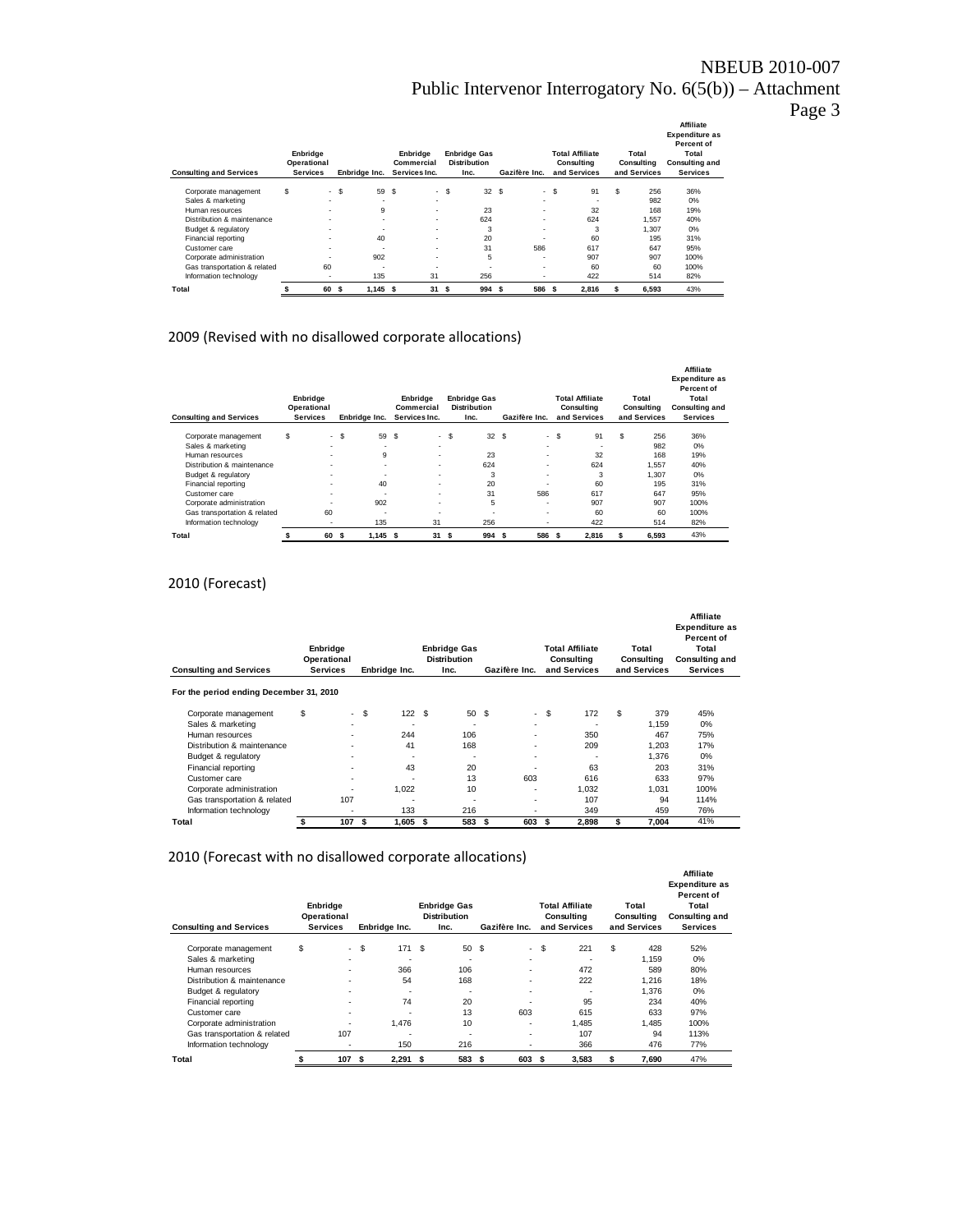NBEUB 2010-007
Public Intervenor Interrogatory No. 6(5(b)) – Attachment

| Consulting and Services | Enbridge Operational Services | Enbridge Inc. | Enbridge Commercial Services Inc. | Enbridge Gas Distribution Inc. | Gazifère Inc. | Total Affiliate Consulting and Services | Total Consulting and Services | Affiliate Expenditure as Percent of Total Consulting and Services |
|---|---|---|---|---|---|---|---|---|
| Corporate management | $ - | $ 59 | $ - | $ 32 | $ - | $ 91 | $ 256 | 36% |
| Sales & marketing | - | - | - | | - | - | 982 | 0% |
| Human resources | - | 9 | - | 23 | - | 32 | 168 | 19% |
| Distribution & maintenance | - | - | - | 624 | - | 624 | 1,557 | 40% |
| Budget & regulatory | - | - | - | 3 | - | 3 | 1,307 | 0% |
| Financial reporting | - | 40 | - | 20 | - | 60 | 195 | 31% |
| Customer care | - | - | - | 31 | 586 | 617 | 647 | 95% |
| Corporate administration | - | 902 | - | 5 | - | 907 | 907 | 100% |
| Gas transportation & related | 60 | - | - | - | - | 60 | 60 | 100% |
| Information technology | - | 135 | 31 | 256 | - | 422 | 514 | 82% |
| **Total** | $ 60 | $ 1,145 | $ 31 | $ 994 | $ 586 | $ 2,816 | $ 6,593 | 43% |

## 2009 (Revised with no disallowed corporate allocations)

| Consulting and Services | Enbridge Operational Services | Enbridge Inc. | Enbridge Commercial Services Inc. | Enbridge Gas Distribution Inc. | Gazifère Inc. | Total Affiliate Consulting and Services | Total Consulting and Services | Affiliate Expenditure as Percent of Total Consulting and Services |
|---|---|---|---|---|---|---|---|---|
| Corporate management | $ - | $ 59 | $ - | $ 32 | $ - | $ 91 | $ 256 | 36% |
| Sales & marketing | - | - | - | | - | - | 982 | 0% |
| Human resources | - | 9 | - | 23 | - | 32 | 168 | 19% |
| Distribution & maintenance | - | - | - | 624 | - | 624 | 1,557 | 40% |
| Budget & regulatory | - | - | - | 3 | - | 3 | 1,307 | 0% |
| Financial reporting | - | 40 | - | 20 | - | 60 | 195 | 31% |
| Customer care | - | - | - | 31 | 586 | 617 | 647 | 95% |
| Corporate administration | - | 902 | - | 5 | - | 907 | 907 | 100% |
| Gas transportation & related | 60 | - | - | - | - | 60 | 60 | 100% |
| Information technology | - | 135 | 31 | 256 | - | 422 | 514 | 82% |
| **Total** | $ 60 | $ 1,145 | $ 31 | $ 994 | $ 586 | $ 2,816 | $ 6,593 | 43% |

## 2010 (Forecast)

| Consulting and Services | Enbridge Operational Services | Enbridge Inc. | Enbridge Gas Distribution Inc. | Gazifère Inc. | Total Affiliate Consulting and Services | Total Consulting and Services | Affiliate Expenditure as Percent of Total Consulting and Services |
|---|---|---|---|---|---|---|---|
| **For the period ending December 31, 2010** | | | | | | | |
| Corporate management | $ - | $ 122 | $ 50 | $ - | $ 172 | $ 379 | 45% |
| Sales & marketing | - | - | - | - | - | 1,159 | 0% |
| Human resources | - | 244 | 106 | - | 350 | 467 | 75% |
| Distribution & maintenance | - | 41 | 168 | - | 209 | 1,203 | 17% |
| Budget & regulatory | - | - | - | - | - | 1,376 | 0% |
| Financial reporting | - | 43 | 20 | - | 63 | 203 | 31% |
| Customer care | - | - | 13 | 603 | 616 | 633 | 97% |
| Corporate administration | - | 1,022 | 10 | - | 1,032 | 1,031 | 100% |
| Gas transportation & related | 107 | - | - | - | 107 | 94 | 114% |
| Information technology | - | 133 | 216 | - | 349 | 459 | 76% |
| **Total** | $ 107 | $ 1,605 | $ 583 | $ 603 | $ 2,898 | $ 7,004 | 41% |

## 2010 (Forecast with no disallowed corporate allocations)

| Consulting and Services | Enbridge Operational Services | Enbridge Inc. | Enbridge Gas Distribution Inc. | Gazifère Inc. | Total Affiliate Consulting and Services | Total Consulting and Services | Affiliate Expenditure as Percent of Total Consulting and Services |
|---|---|---|---|---|---|---|---|
| Corporate management | $ - | $ 171 | $ 50 | $ - | $ 221 | $ 428 | 52% |
| Sales & marketing | - | - | - | - | - | 1,159 | 0% |
| Human resources | - | 366 | 106 | - | 472 | 589 | 80% |
| Distribution & maintenance | - | 54 | 168 | - | 222 | 1,216 | 18% |
| Budget & regulatory | - | - | - | - | - | 1,376 | 0% |
| Financial reporting | - | 74 | 20 | - | 95 | 234 | 40% |
| Customer care | - | - | 13 | 603 | 615 | 633 | 97% |
| Corporate administration | - | 1,476 | 10 | - | 1,485 | 1,485 | 100% |
| Gas transportation & related | 107 | - | - | - | 107 | 94 | 113% |
| Information technology | - | 150 | 216 | - | 366 | 476 | 77% |
| **Total** | $ 107 | $ 2,291 | $ 583 | $ 603 | $ 3,583 | $ 7,690 | 47% |